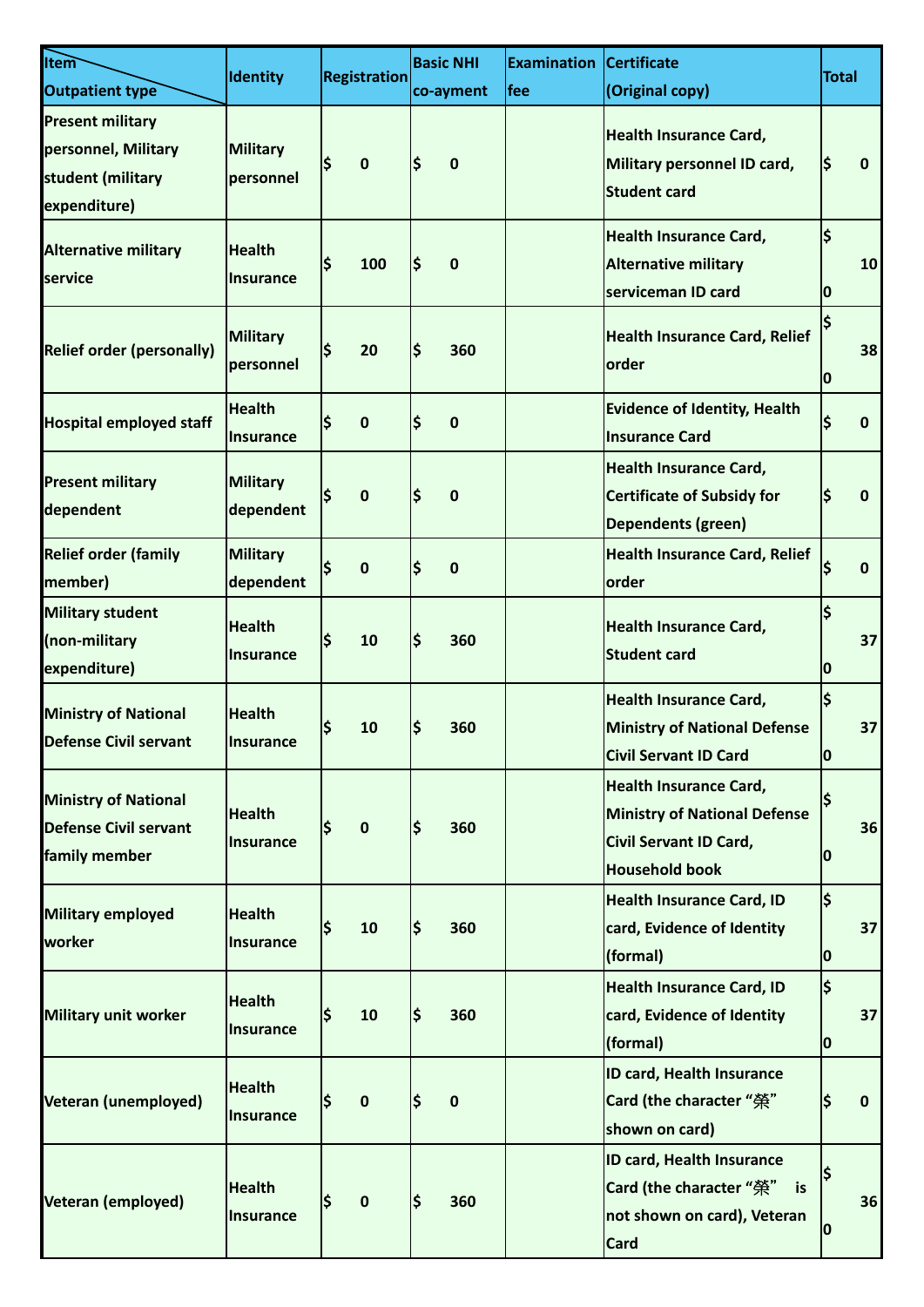| Item / Outpatient type | Identity | Registration | Basic NHI co-ayment | Examination fee | Certificate (Original copy) | Total |
|---|---|---|---|---|---|---|
| Present military personnel, Military student (military expenditure) | Military personnel | $ 0 | $ 0 | | Health Insurance Card, Military personnel ID card, Student card | $ 0 |
| Alternative military service | Health Insurance | $ 100 | $ 0 | | Health Insurance Card, Alternative military serviceman ID card | $ 100 |
| Relief order (personally) | Military personnel | $ 20 | $ 360 | | Health Insurance Card, Relief order | $ 380 |
| Hospital employed staff | Health Insurance | $ 0 | $ 0 | | Evidence of Identity, Health Insurance Card | $ 0 |
| Present military dependent | Military dependent | $ 0 | $ 0 | | Health Insurance Card, Certificate of Subsidy for Dependents (green) | $ 0 |
| Relief order (family member) | Military dependent | $ 0 | $ 0 | | Health Insurance Card, Relief order | $ 0 |
| Military student (non-military expenditure) | Health Insurance | $ 10 | $ 360 | | Health Insurance Card, Student card | $ 370 |
| Ministry of National Defense Civil servant | Health Insurance | $ 10 | $ 360 | | Health Insurance Card, Ministry of National Defense Civil Servant ID Card | $ 370 |
| Ministry of National Defense Civil servant family member | Health Insurance | $ 0 | $ 360 | | Health Insurance Card, Ministry of National Defense Civil Servant ID Card, Household book | $ 360 |
| Military employed worker | Health Insurance | $ 10 | $ 360 | | Health Insurance Card, ID card, Evidence of Identity (formal) | $ 370 |
| Military unit worker | Health Insurance | $ 10 | $ 360 | | Health Insurance Card, ID card, Evidence of Identity (formal) | $ 370 |
| Veteran (unemployed) | Health Insurance | $ 0 | $ 0 | | ID card, Health Insurance Card (the character “榮” shown on card) | $ 0 |
| Veteran (employed) | Health Insurance | $ 0 | $ 360 | | ID card, Health Insurance Card (the character “榮” is not shown on card), Veteran Card | $ 360 |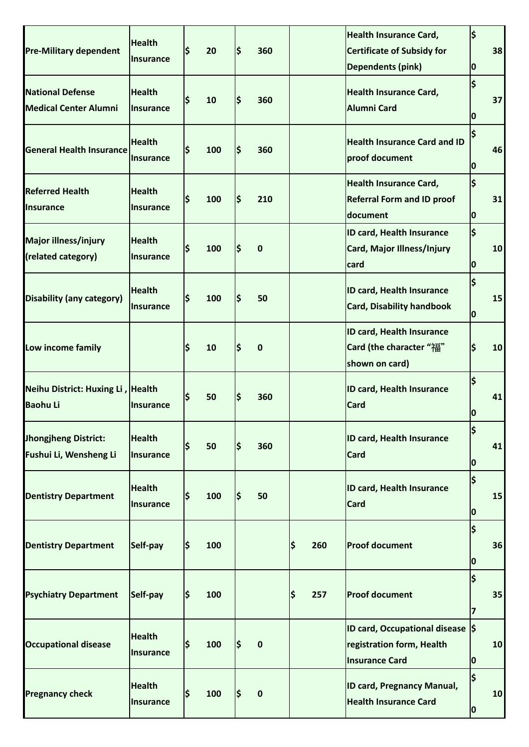| | | | | | | |
|---|---|---|---|---|---|---|
| Pre-Military dependent | Health Insurance | $ 20 | $ 360 | | Health Insurance Card, Certificate of Subsidy for Dependents (pink) | $ 380 |
| National Defense Medical Center Alumni | Health Insurance | $ 10 | $ 360 | | Health Insurance Card, Alumni Card | $ 370 |
| General Health Insurance | Health Insurance | $ 100 | $ 360 | | Health Insurance Card and ID proof document | $ 460 |
| Referred Health Insurance | Health Insurance | $ 100 | $ 210 | | Health Insurance Card, Referral Form and ID proof document | $ 310 |
| Major illness/injury (related category) | Health Insurance | $ 100 | $ 0 | | ID card, Health Insurance Card, Major Illness/Injury card | $ 100 |
| Disability (any category) | Health Insurance | $ 100 | $ 50 | | ID card, Health Insurance Card, Disability handbook | $ 150 |
| Low income family | | $ 10 | $ 0 | | ID card, Health Insurance Card (the character “福” shown on card) | $ 10 |
| Neihu District: Huxing Li , Baohu Li | Health Insurance | $ 50 | $ 360 | | ID card, Health Insurance Card | $ 410 |
| Jhongjheng District: Fushui Li, Wensheng Li | Health Insurance | $ 50 | $ 360 | | ID card, Health Insurance Card | $ 410 |
| Dentistry Department | Health Insurance | $ 100 | $ 50 | | ID card, Health Insurance Card | $ 150 |
| Dentistry Department | Self-pay | $ 100 | | $ 260 | Proof document | $ 360 |
| Psychiatry Department | Self-pay | $ 100 | | $ 257 | Proof document | $ 357 |
| Occupational disease | Health Insurance | $ 100 | $ 0 | | ID card, Occupational disease registration form, Health Insurance Card | $ 100 |
| Pregnancy check | Health Insurance | $ 100 | $ 0 | | ID card, Pregnancy Manual, Health Insurance Card | $ 100 |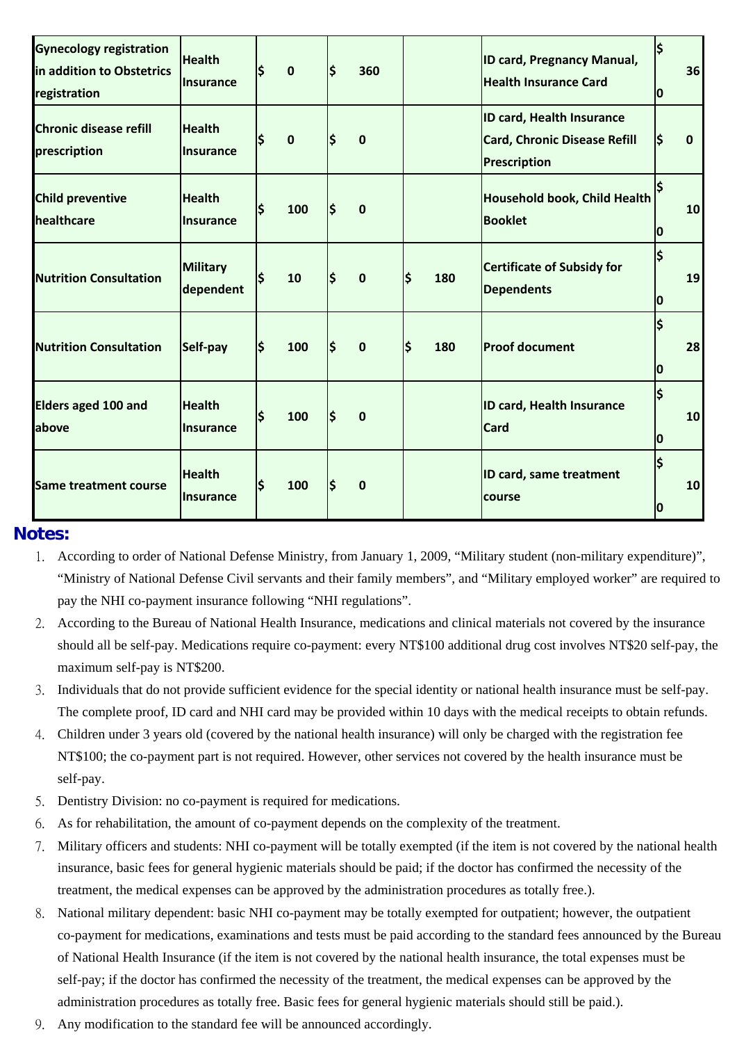| | | | | | | |
|---|---|---|---|---|---|---|
| Gynecology registration in addition to Obstetrics registration | Health Insurance | $ 0 | $ 360 | | ID card, Pregnancy Manual, Health Insurance Card | $ 360 |
| Chronic disease refill prescription | Health Insurance | $ 0 | $ 0 | | ID card, Health Insurance Card, Chronic Disease Refill Prescription | $ 0 |
| Child preventive healthcare | Health Insurance | $ 100 | $ 0 | | Household book, Child Health Booklet | $ 100 |
| Nutrition Consultation | Military dependent | $ 10 | $ 0 | $ 180 | Certificate of Subsidy for Dependents | $ 190 |
| Nutrition Consultation | Self-pay | $ 100 | $ 0 | $ 180 | Proof document | $ 280 |
| Elders aged 100 and above | Health Insurance | $ 100 | $ 0 | | ID card, Health Insurance Card | $ 100 |
| Same treatment course | Health Insurance | $ 100 | $ 0 | | ID card, same treatment course | $ 100 |

**Notes:**

1. According to order of National Defense Ministry, from January 1, 2009, "Military student (non-military expenditure)", "Ministry of National Defense Civil servants and their family members", and "Military employed worker" are required to pay the NHI co-payment insurance following "NHI regulations".
2. According to the Bureau of National Health Insurance, medications and clinical materials not covered by the insurance should all be self-pay. Medications require co-payment: every NT$100 additional drug cost involves NT$20 self-pay, the maximum self-pay is NT$200.
3. Individuals that do not provide sufficient evidence for the special identity or national health insurance must be self-pay. The complete proof, ID card and NHI card may be provided within 10 days with the medical receipts to obtain refunds.
4. Children under 3 years old (covered by the national health insurance) will only be charged with the registration fee NT$100; the co-payment part is not required. However, other services not covered by the health insurance must be self-pay.
5. Dentistry Division: no co-payment is required for medications.
6. As for rehabilitation, the amount of co-payment depends on the complexity of the treatment.
7. Military officers and students: NHI co-payment will be totally exempted (if the item is not covered by the national health insurance, basic fees for general hygienic materials should be paid; if the doctor has confirmed the necessity of the treatment, the medical expenses can be approved by the administration procedures as totally free.).
8. National military dependent: basic NHI co-payment may be totally exempted for outpatient; however, the outpatient co-payment for medications, examinations and tests must be paid according to the standard fees announced by the Bureau of National Health Insurance (if the item is not covered by the national health insurance, the total expenses must be self-pay; if the doctor has confirmed the necessity of the treatment, the medical expenses can be approved by the administration procedures as totally free. Basic fees for general hygienic materials should still be paid.).
9. Any modification to the standard fee will be announced accordingly.